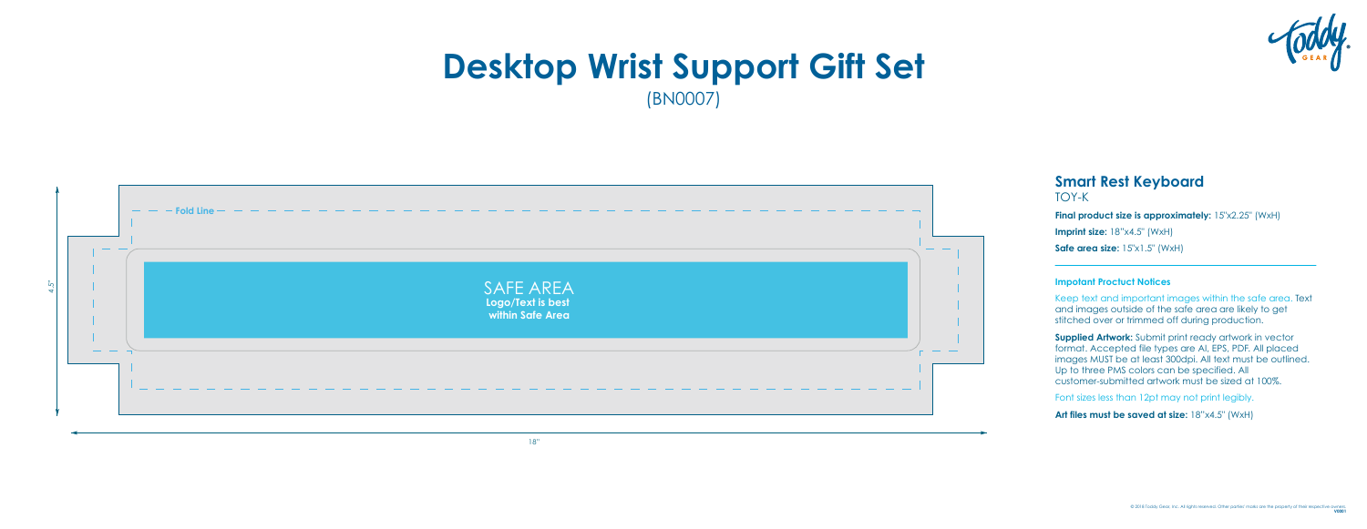# Desktop Wrist Support Gift Set

(BN0007)

Fold Line

SAFE AREA
**Logo/Text is best within Safe Area**

4.5"

18"

## Smart Rest Keyboard

TOY-K

**Final product size is approximately:** 15"x2.25" (WxH)

**Imprint size:** 18"x4.5" (WxH)

**Safe area size:** 15"x1.5" (WxH)

### Impotant Proctuct Notices

Keep text and important images within the safe area. Text and images outside of the safe area are likely to get stitched over or trimmed off during production.

**Supplied Artwork:** Submit print ready artwork in vector format. Accepted file types are AI, EPS, PDF. All placed images MUST be at least 300dpi. All text must be outlined. Up to three PMS colors can be specified. All customer-submitted artwork must be sized at 100%.

Font sizes less than 12pt may not print legibly.

**Art files must be saved at size:** 18"x4.5" (WxH)

© 2018 Toddy Gear, Inc. All rights reserved. Other parties' marks are the property of their respective owners.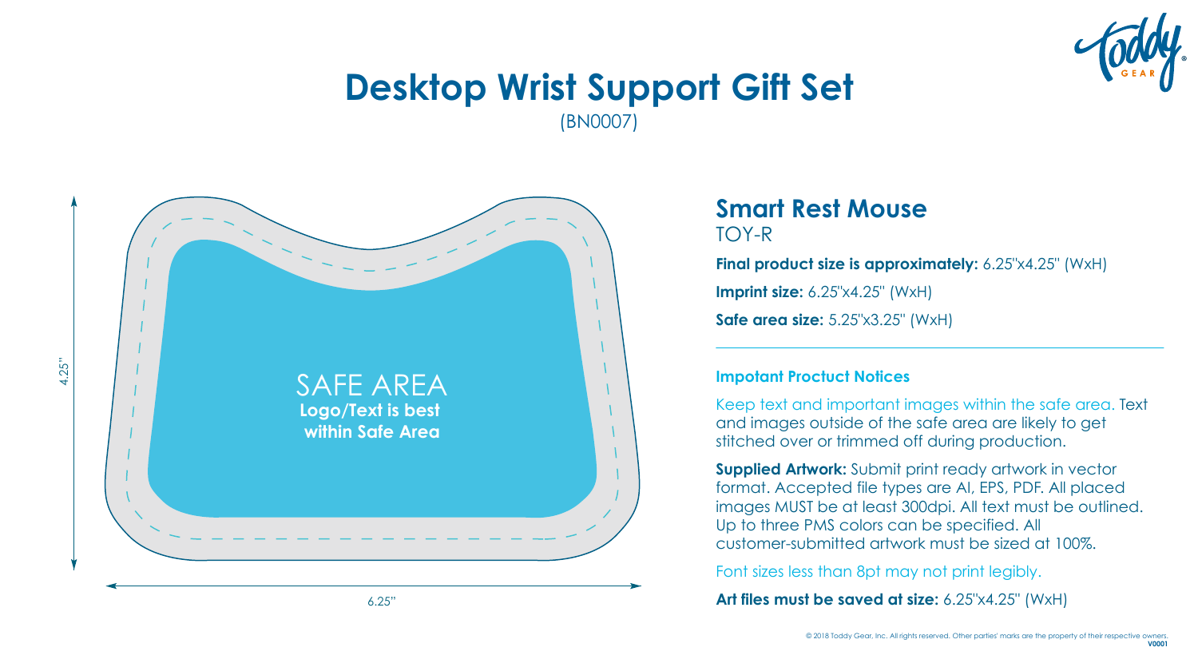# Desktop Wrist Support Gift Set

(BN0007)

4.25"

SAFE AREA
**Logo/Text is best within Safe Area**

6.25"

## Smart Rest Mouse

TOY-R

**Final product size is approximately:** 6.25"x4.25" (WxH)

**Imprint size:** 6.25"x4.25" (WxH)

**Safe area size:** 5.25"x3.25" (WxH)

---

### Impotant Proctuct Notices

Keep text and important images within the safe area. Text and images outside of the safe area are likely to get stitched over or trimmed off during production.

**Supplied Artwork:** Submit print ready artwork in vector format. Accepted file types are AI, EPS, PDF. All placed images MUST be at least 300dpi. All text must be outlined. Up to three PMS colors can be specified. All customer-submitted artwork must be sized at 100%.

Font sizes less than 8pt may not print legibly.

**Art files must be saved at size:** 6.25"x4.25" (WxH)

© 2018 Toddy Gear, Inc. All rights reserved. Other parties' marks are the property of their respective owners.
**V0001**